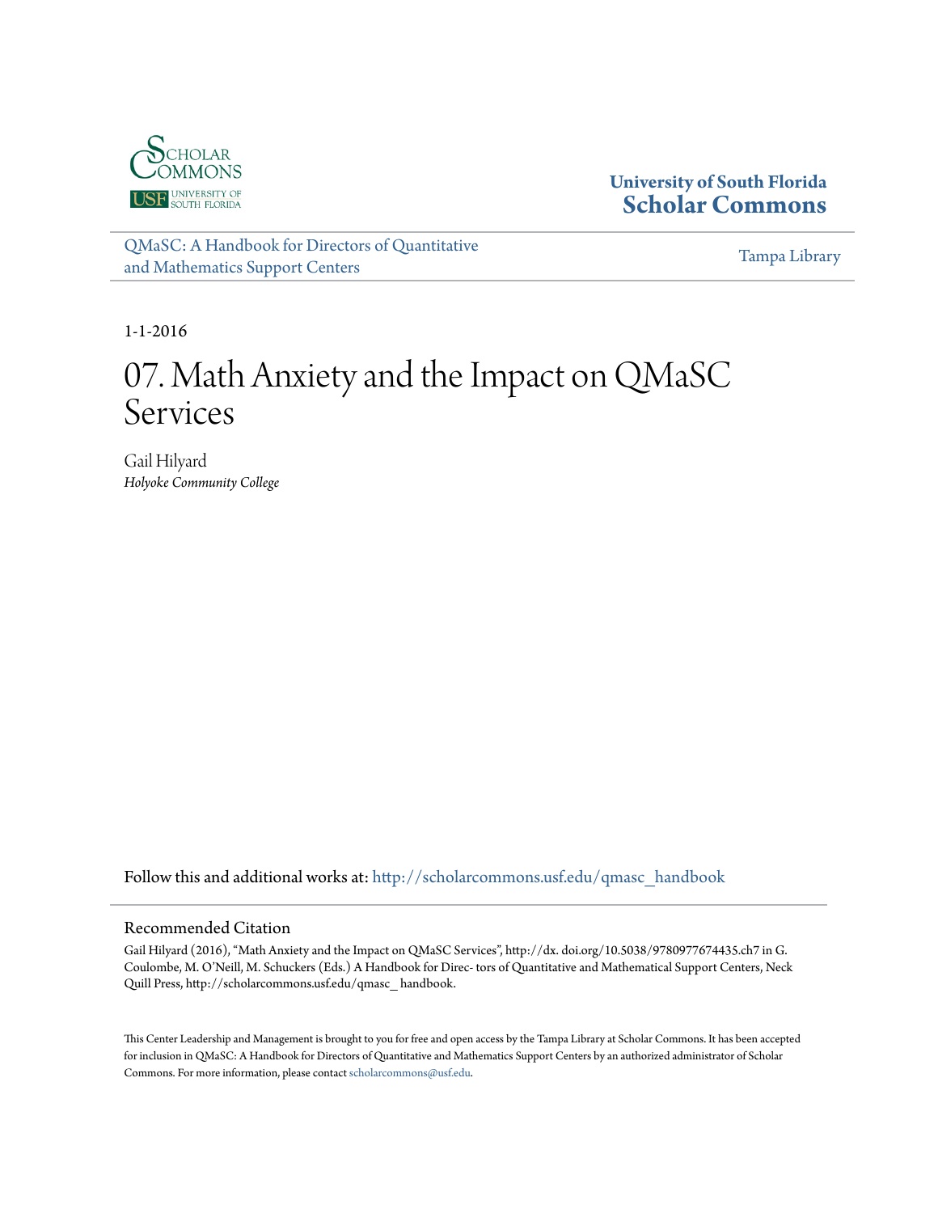University of South Florida
**Scholar Commons**

QMaSC: A Handbook for Directors of Quantitative and Mathematics Support Centers

Tampa Library

1-1-2016

# 07. Math Anxiety and the Impact on QMaSC Services

Gail Hilyard
*Holyoke Community College*

Follow this and additional works at: http://scholarcommons.usf.edu/qmasc_handbook

## Recommended Citation

Gail Hilyard (2016), "Math Anxiety and the Impact on QMaSC Services", http://dx. doi.org/10.5038/9780977674435.ch7 in G. Coulombe, M. O'Neill, M. Schuckers (Eds.) A Handbook for Direc- tors of Quantitative and Mathematical Support Centers, Neck Quill Press, http://scholarcommons.usf.edu/qmasc_ handbook.

This Center Leadership and Management is brought to you for free and open access by the Tampa Library at Scholar Commons. It has been accepted for inclusion in QMaSC: A Handbook for Directors of Quantitative and Mathematics Support Centers by an authorized administrator of Scholar Commons. For more information, please contact scholarcommons@usf.edu.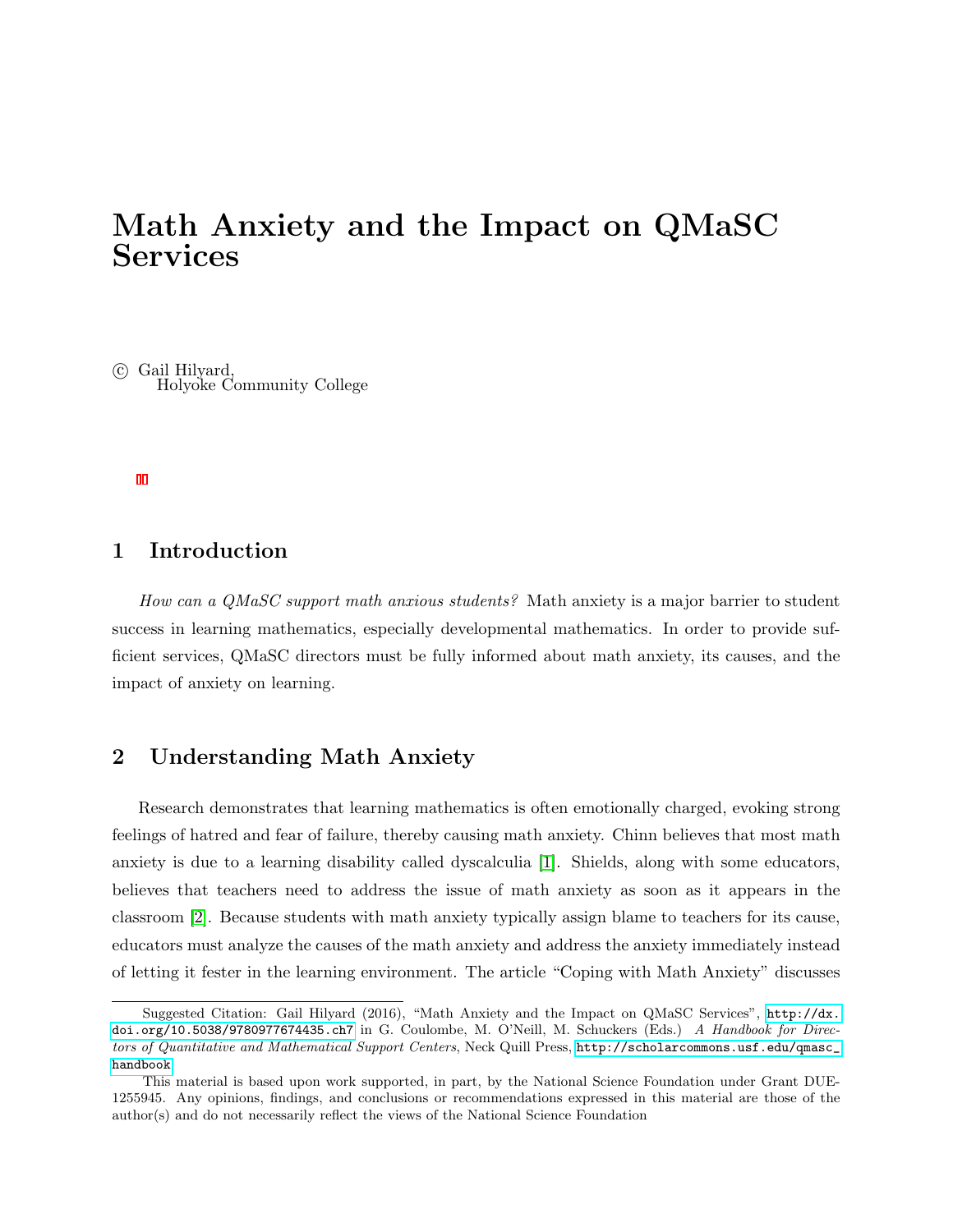# Math Anxiety and the Impact on QMaSC Services

© Gail Hilyard,
Holyoke Community College

## 1 Introduction

*How can a QMaSC support math anxious students?* Math anxiety is a major barrier to student success in learning mathematics, especially developmental mathematics. In order to provide sufficient services, QMaSC directors must be fully informed about math anxiety, its causes, and the impact of anxiety on learning.

## 2 Understanding Math Anxiety

Research demonstrates that learning mathematics is often emotionally charged, evoking strong feelings of hatred and fear of failure, thereby causing math anxiety. Chinn believes that most math anxiety is due to a learning disability called dyscalculia [1]. Shields, along with some educators, believes that teachers need to address the issue of math anxiety as soon as it appears in the classroom [2]. Because students with math anxiety typically assign blame to teachers for its cause, educators must analyze the causes of the math anxiety and address the anxiety immediately instead of letting it fester in the learning environment. The article "Coping with Math Anxiety" discusses

---

Suggested Citation: Gail Hilyard (2016), "Math Anxiety and the Impact on QMaSC Services", http://dx.doi.org/10.5038/9780977674435.ch7 in G. Coulombe, M. O'Neill, M. Schuckers (Eds.) *A Handbook for Directors of Quantitative and Mathematical Support Centers*, Neck Quill Press, http://scholarcommons.usf.edu/qmasc_handbook

This material is based upon work supported, in part, by the National Science Foundation under Grant DUE-1255945. Any opinions, findings, and conclusions or recommendations expressed in this material are those of the author(s) and do not necessarily reflect the views of the National Science Foundation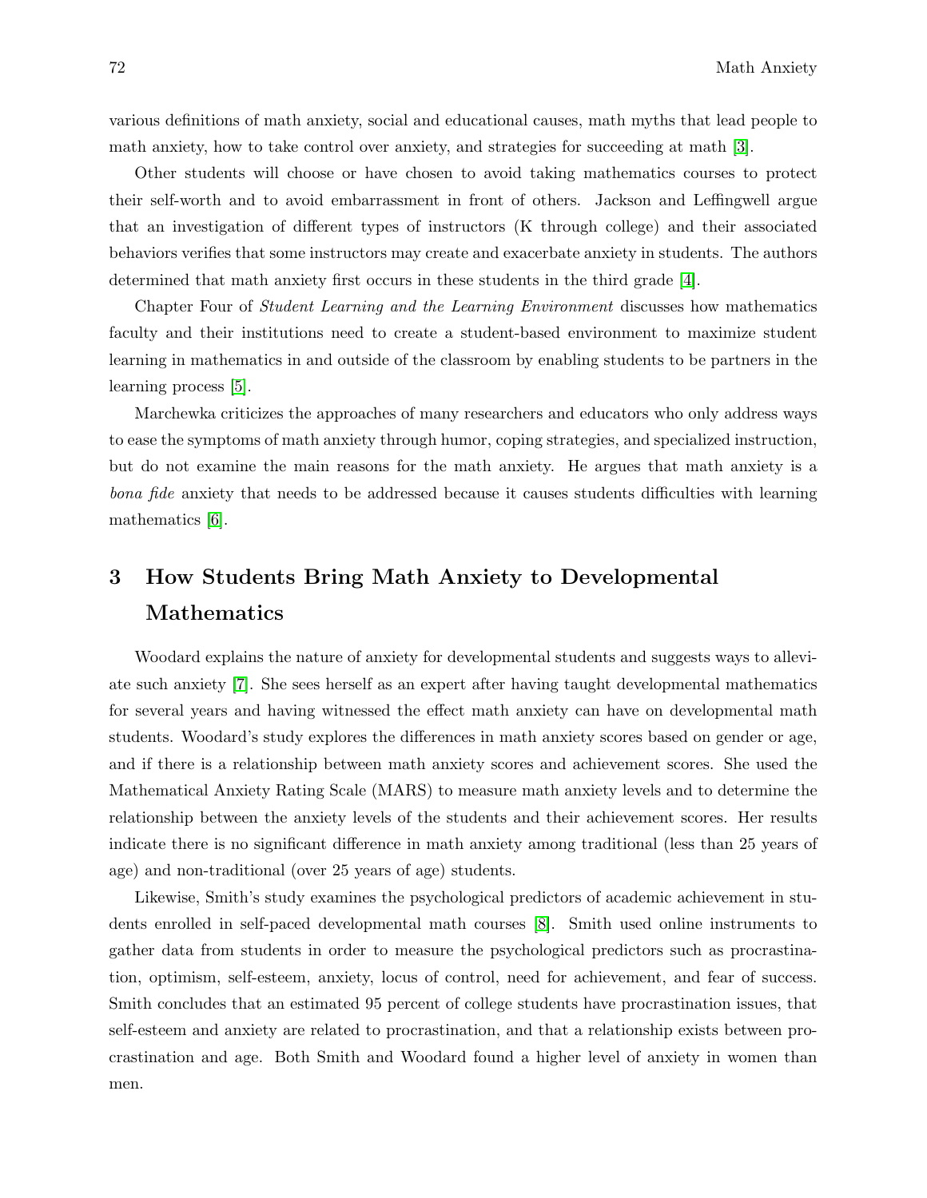various definitions of math anxiety, social and educational causes, math myths that lead people to math anxiety, how to take control over anxiety, and strategies for succeeding at math [3].

Other students will choose or have chosen to avoid taking mathematics courses to protect their self-worth and to avoid embarrassment in front of others. Jackson and Leffingwell argue that an investigation of different types of instructors (K through college) and their associated behaviors verifies that some instructors may create and exacerbate anxiety in students. The authors determined that math anxiety first occurs in these students in the third grade [4].

Chapter Four of *Student Learning and the Learning Environment* discusses how mathematics faculty and their institutions need to create a student-based environment to maximize student learning in mathematics in and outside of the classroom by enabling students to be partners in the learning process [5].

Marchewka criticizes the approaches of many researchers and educators who only address ways to ease the symptoms of math anxiety through humor, coping strategies, and specialized instruction, but do not examine the main reasons for the math anxiety. He argues that math anxiety is a *bona fide* anxiety that needs to be addressed because it causes students difficulties with learning mathematics [6].

## 3 How Students Bring Math Anxiety to Developmental Mathematics

Woodard explains the nature of anxiety for developmental students and suggests ways to alleviate such anxiety [7]. She sees herself as an expert after having taught developmental mathematics for several years and having witnessed the effect math anxiety can have on developmental math students. Woodard's study explores the differences in math anxiety scores based on gender or age, and if there is a relationship between math anxiety scores and achievement scores. She used the Mathematical Anxiety Rating Scale (MARS) to measure math anxiety levels and to determine the relationship between the anxiety levels of the students and their achievement scores. Her results indicate there is no significant difference in math anxiety among traditional (less than 25 years of age) and non-traditional (over 25 years of age) students.

Likewise, Smith's study examines the psychological predictors of academic achievement in students enrolled in self-paced developmental math courses [8]. Smith used online instruments to gather data from students in order to measure the psychological predictors such as procrastination, optimism, self-esteem, anxiety, locus of control, need for achievement, and fear of success. Smith concludes that an estimated 95 percent of college students have procrastination issues, that self-esteem and anxiety are related to procrastination, and that a relationship exists between procrastination and age. Both Smith and Woodard found a higher level of anxiety in women than men.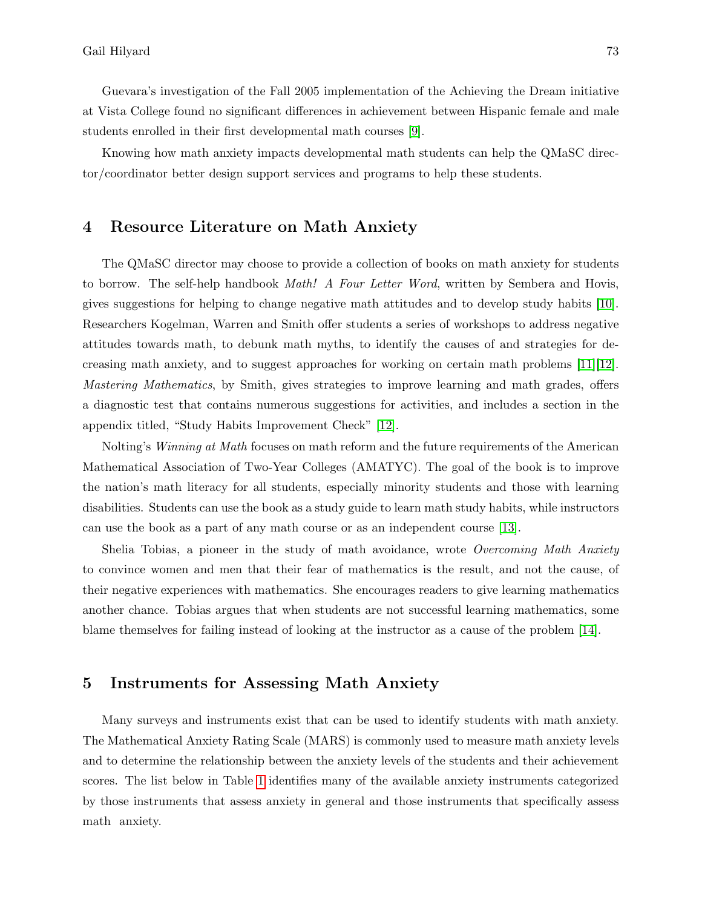Guevara's investigation of the Fall 2005 implementation of the Achieving the Dream initiative at Vista College found no significant differences in achievement between Hispanic female and male students enrolled in their first developmental math courses [9].

Knowing how math anxiety impacts developmental math students can help the QMaSC director/coordinator better design support services and programs to help these students.

## 4 Resource Literature on Math Anxiety

The QMaSC director may choose to provide a collection of books on math anxiety for students to borrow. The self-help handbook *Math! A Four Letter Word*, written by Sembera and Hovis, gives suggestions for helping to change negative math attitudes and to develop study habits [10]. Researchers Kogelman, Warren and Smith offer students a series of workshops to address negative attitudes towards math, to debunk math myths, to identify the causes of and strategies for decreasing math anxiety, and to suggest approaches for working on certain math problems [11][12]. *Mastering Mathematics*, by Smith, gives strategies to improve learning and math grades, offers a diagnostic test that contains numerous suggestions for activities, and includes a section in the appendix titled, "Study Habits Improvement Check" [12].

Nolting's *Winning at Math* focuses on math reform and the future requirements of the American Mathematical Association of Two-Year Colleges (AMATYC). The goal of the book is to improve the nation's math literacy for all students, especially minority students and those with learning disabilities. Students can use the book as a study guide to learn math study habits, while instructors can use the book as a part of any math course or as an independent course [13].

Shelia Tobias, a pioneer in the study of math avoidance, wrote *Overcoming Math Anxiety* to convince women and men that their fear of mathematics is the result, and not the cause, of their negative experiences with mathematics. She encourages readers to give learning mathematics another chance. Tobias argues that when students are not successful learning mathematics, some blame themselves for failing instead of looking at the instructor as a cause of the problem [14].

## 5 Instruments for Assessing Math Anxiety

Many surveys and instruments exist that can be used to identify students with math anxiety. The Mathematical Anxiety Rating Scale (MARS) is commonly used to measure math anxiety levels and to determine the relationship between the anxiety levels of the students and their achievement scores. The list below in Table 1 identifies many of the available anxiety instruments categorized by those instruments that assess anxiety in general and those instruments that specifically assess math anxiety.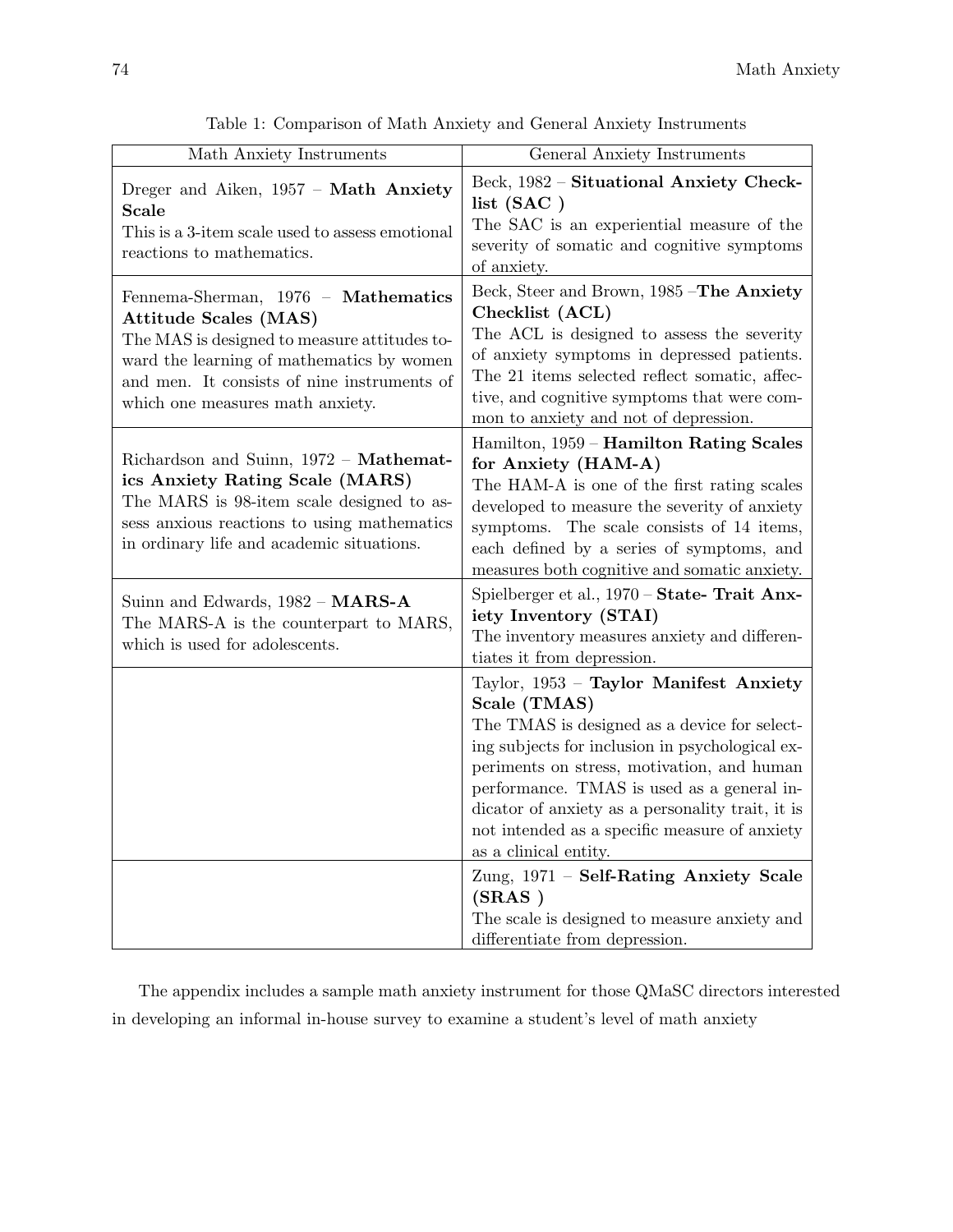Table 1: Comparison of Math Anxiety and General Anxiety Instruments

| Math Anxiety Instruments | General Anxiety Instruments |
|---|---|
| Dreger and Aiken, 1957 – **Math Anxiety Scale** This is a 3-item scale used to assess emotional reactions to mathematics. | Beck, 1982 – **Situational Anxiety Checklist (SAC )** The SAC is an experiential measure of the severity of somatic and cognitive symptoms of anxiety. |
| Fennema-Sherman, 1976 – **Mathematics Attitude Scales (MAS)** The MAS is designed to measure attitudes toward the learning of mathematics by women and men. It consists of nine instruments of which one measures math anxiety. | Beck, Steer and Brown, 1985 –**The Anxiety Checklist (ACL)** The ACL is designed to assess the severity of anxiety symptoms in depressed patients. The 21 items selected reflect somatic, affective, and cognitive symptoms that were common to anxiety and not of depression. |
| Richardson and Suinn, 1972 – **Mathematics Anxiety Rating Scale (MARS)** The MARS is 98-item scale designed to assess anxious reactions to using mathematics in ordinary life and academic situations. | Hamilton, 1959 – **Hamilton Rating Scales for Anxiety (HAM-A)** The HAM-A is one of the first rating scales developed to measure the severity of anxiety symptoms. The scale consists of 14 items, each defined by a series of symptoms, and measures both cognitive and somatic anxiety. |
| Suinn and Edwards, 1982 – **MARS-A** The MARS-A is the counterpart to MARS, which is used for adolescents. | Spielberger et al., 1970 – **State- Trait Anxiety Inventory (STAI)** The inventory measures anxiety and differentiates it from depression. |
| | Taylor, 1953 – **Taylor Manifest Anxiety Scale (TMAS)** The TMAS is designed as a device for selecting subjects for inclusion in psychological experiments on stress, motivation, and human performance. TMAS is used as a general indicator of anxiety as a personality trait, it is not intended as a specific measure of anxiety as a clinical entity. |
| | Zung, 1971 – **Self-Rating Anxiety Scale (SRAS )** The scale is designed to measure anxiety and differentiate from depression. |

The appendix includes a sample math anxiety instrument for those QMaSC directors interested in developing an informal in-house survey to examine a student's level of math anxiety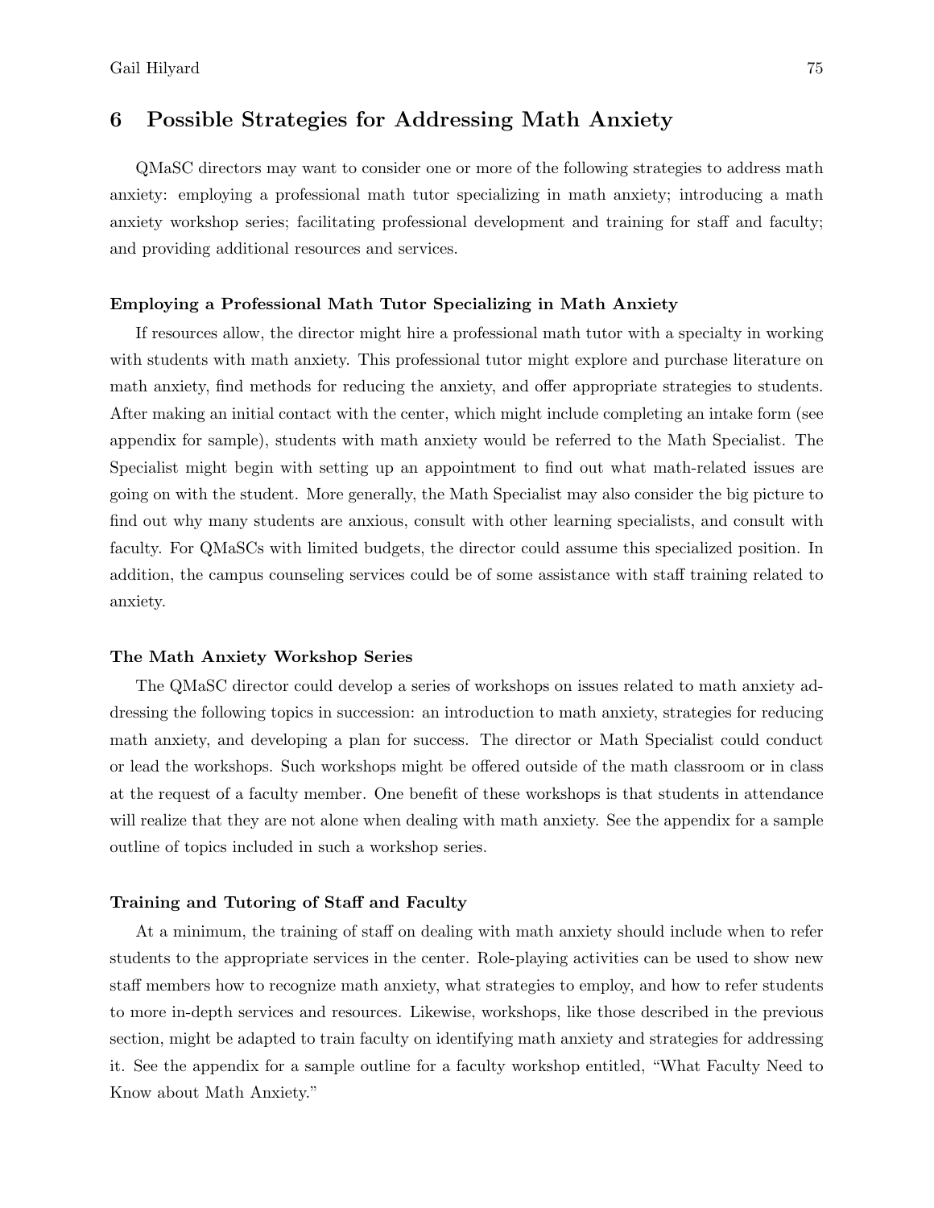## 6 Possible Strategies for Addressing Math Anxiety

QMaSC directors may want to consider one or more of the following strategies to address math anxiety: employing a professional math tutor specializing in math anxiety; introducing a math anxiety workshop series; facilitating professional development and training for staff and faculty; and providing additional resources and services.

**Employing a Professional Math Tutor Specializing in Math Anxiety**

If resources allow, the director might hire a professional math tutor with a specialty in working with students with math anxiety. This professional tutor might explore and purchase literature on math anxiety, find methods for reducing the anxiety, and offer appropriate strategies to students. After making an initial contact with the center, which might include completing an intake form (see appendix for sample), students with math anxiety would be referred to the Math Specialist. The Specialist might begin with setting up an appointment to find out what math-related issues are going on with the student. More generally, the Math Specialist may also consider the big picture to find out why many students are anxious, consult with other learning specialists, and consult with faculty. For QMaSCs with limited budgets, the director could assume this specialized position. In addition, the campus counseling services could be of some assistance with staff training related to anxiety.

**The Math Anxiety Workshop Series**

The QMaSC director could develop a series of workshops on issues related to math anxiety addressing the following topics in succession: an introduction to math anxiety, strategies for reducing math anxiety, and developing a plan for success. The director or Math Specialist could conduct or lead the workshops. Such workshops might be offered outside of the math classroom or in class at the request of a faculty member. One benefit of these workshops is that students in attendance will realize that they are not alone when dealing with math anxiety. See the appendix for a sample outline of topics included in such a workshop series.

**Training and Tutoring of Staff and Faculty**

At a minimum, the training of staff on dealing with math anxiety should include when to refer students to the appropriate services in the center. Role-playing activities can be used to show new staff members how to recognize math anxiety, what strategies to employ, and how to refer students to more in-depth services and resources. Likewise, workshops, like those described in the previous section, might be adapted to train faculty on identifying math anxiety and strategies for addressing it. See the appendix for a sample outline for a faculty workshop entitled, "What Faculty Need to Know about Math Anxiety."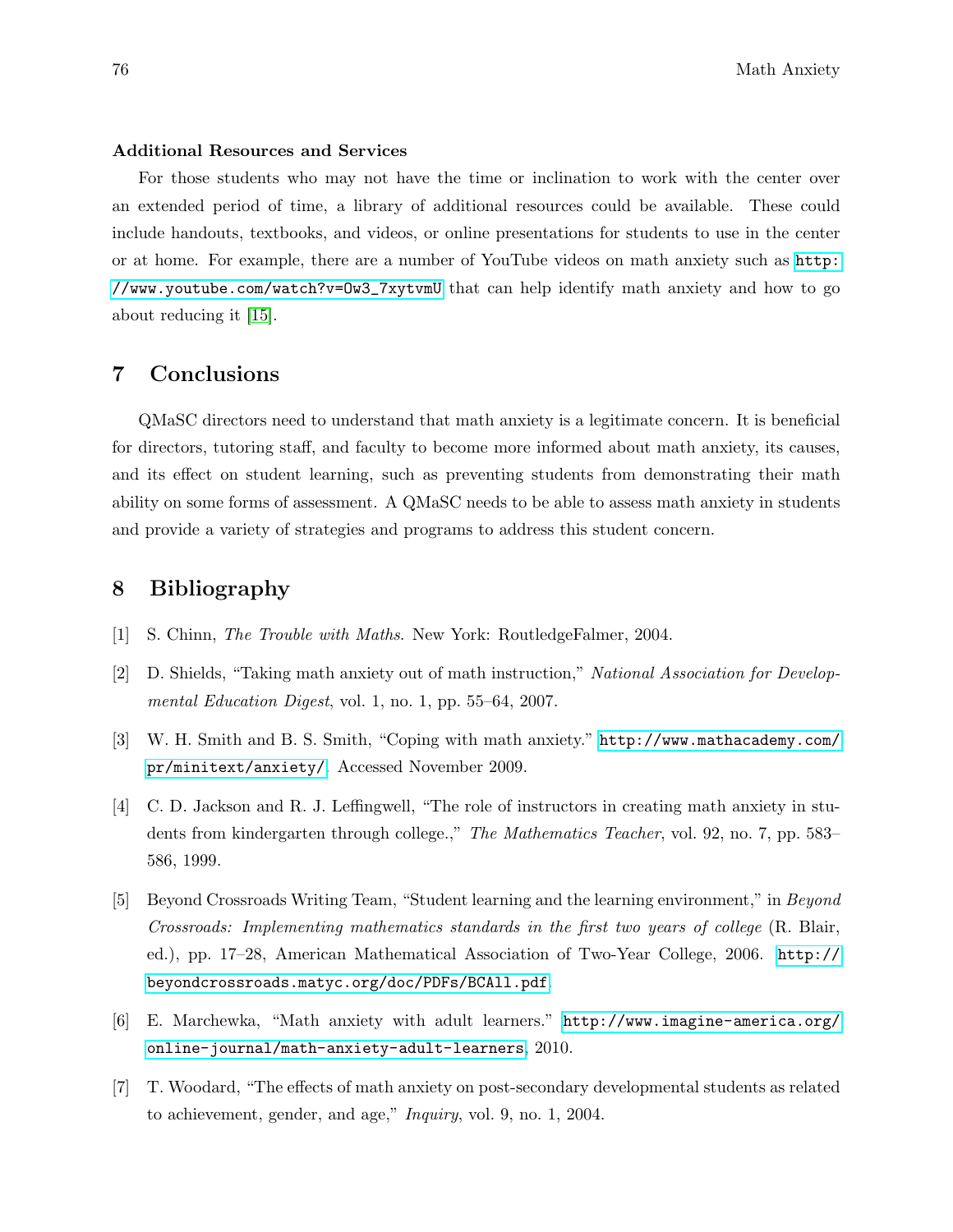### Additional Resources and Services

For those students who may not have the time or inclination to work with the center over an extended period of time, a library of additional resources could be available. These could include handouts, textbooks, and videos, or online presentations for students to use in the center or at home. For example, there are a number of YouTube videos on math anxiety such as http://www.youtube.com/watch?v=Ow3_7xytvmU that can help identify math anxiety and how to go about reducing it [15].

## 7 Conclusions

QMaSC directors need to understand that math anxiety is a legitimate concern. It is beneficial for directors, tutoring staff, and faculty to become more informed about math anxiety, its causes, and its effect on student learning, such as preventing students from demonstrating their math ability on some forms of assessment. A QMaSC needs to be able to assess math anxiety in students and provide a variety of strategies and programs to address this student concern.

## 8 Bibliography

[1] S. Chinn, *The Trouble with Maths*. New York: RoutledgeFalmer, 2004.

[2] D. Shields, "Taking math anxiety out of math instruction," *National Association for Developmental Education Digest*, vol. 1, no. 1, pp. 55–64, 2007.

[3] W. H. Smith and B. S. Smith, "Coping with math anxiety." http://www.mathacademy.com/pr/minitext/anxiety/. Accessed November 2009.

[4] C. D. Jackson and R. J. Leffingwell, "The role of instructors in creating math anxiety in students from kindergarten through college.," *The Mathematics Teacher*, vol. 92, no. 7, pp. 583–586, 1999.

[5] Beyond Crossroads Writing Team, "Student learning and the learning environment," in *Beyond Crossroads: Implementing mathematics standards in the first two years of college* (R. Blair, ed.), pp. 17–28, American Mathematical Association of Two-Year College, 2006. http://beyondcrossroads.matyc.org/doc/PDFs/BCAll.pdf.

[6] E. Marchewka, "Math anxiety with adult learners." http://www.imagine-america.org/online-journal/math-anxiety-adult-learners, 2010.

[7] T. Woodard, "The effects of math anxiety on post-secondary developmental students as related to achievement, gender, and age," *Inquiry*, vol. 9, no. 1, 2004.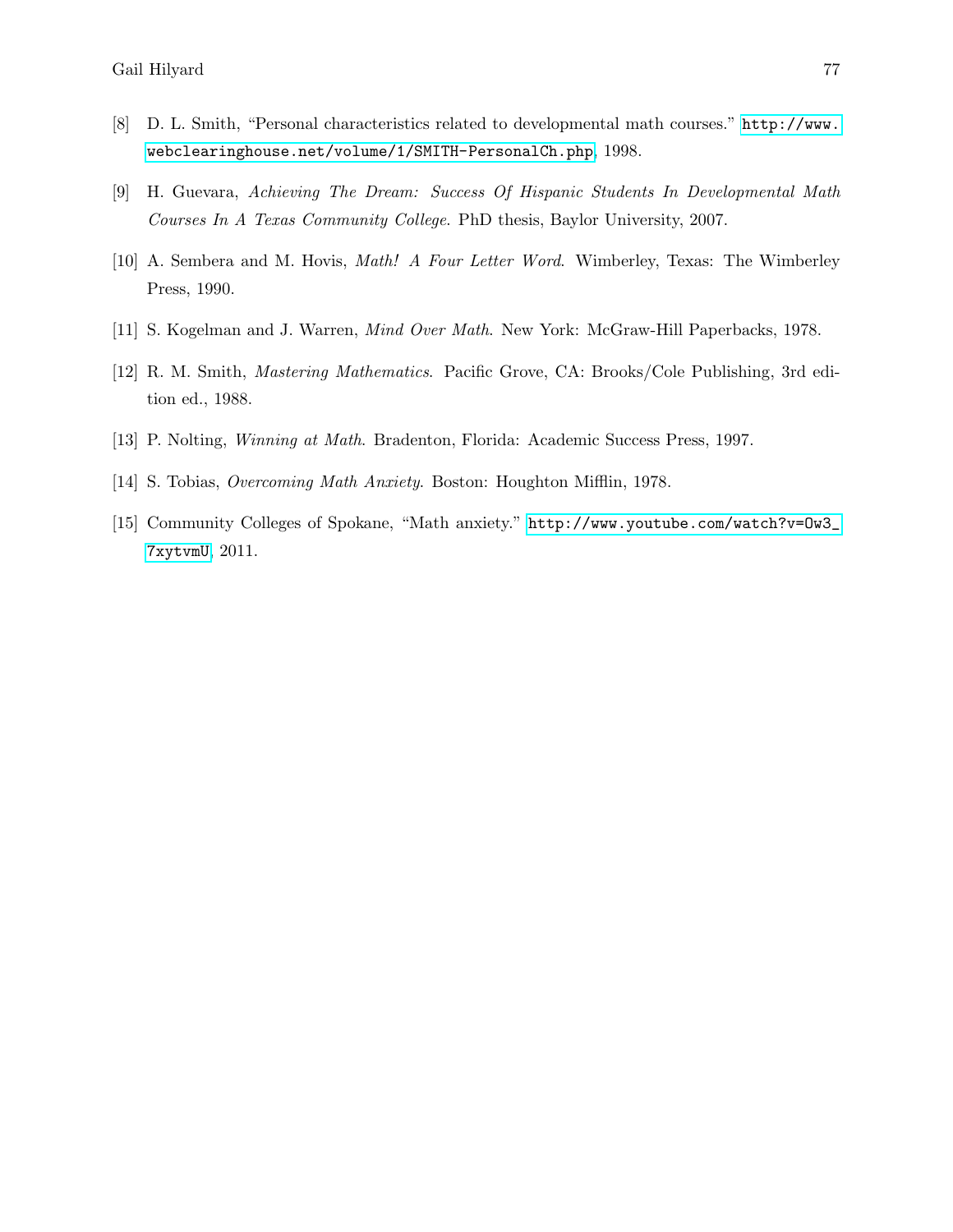[8] D. L. Smith, “Personal characteristics related to developmental math courses.” http://www.webclearinghouse.net/volume/1/SMITH-PersonalCh.php, 1998.

[9] H. Guevara, *Achieving The Dream: Success Of Hispanic Students In Developmental Math Courses In A Texas Community College*. PhD thesis, Baylor University, 2007.

[10] A. Sembera and M. Hovis, *Math! A Four Letter Word*. Wimberley, Texas: The Wimberley Press, 1990.

[11] S. Kogelman and J. Warren, *Mind Over Math*. New York: McGraw-Hill Paperbacks, 1978.

[12] R. M. Smith, *Mastering Mathematics*. Pacific Grove, CA: Brooks/Cole Publishing, 3rd edition ed., 1988.

[13] P. Nolting, *Winning at Math*. Bradenton, Florida: Academic Success Press, 1997.

[14] S. Tobias, *Overcoming Math Anxiety*. Boston: Houghton Mifflin, 1978.

[15] Community Colleges of Spokane, “Math anxiety.” http://www.youtube.com/watch?v=Ow3_7xytvmU, 2011.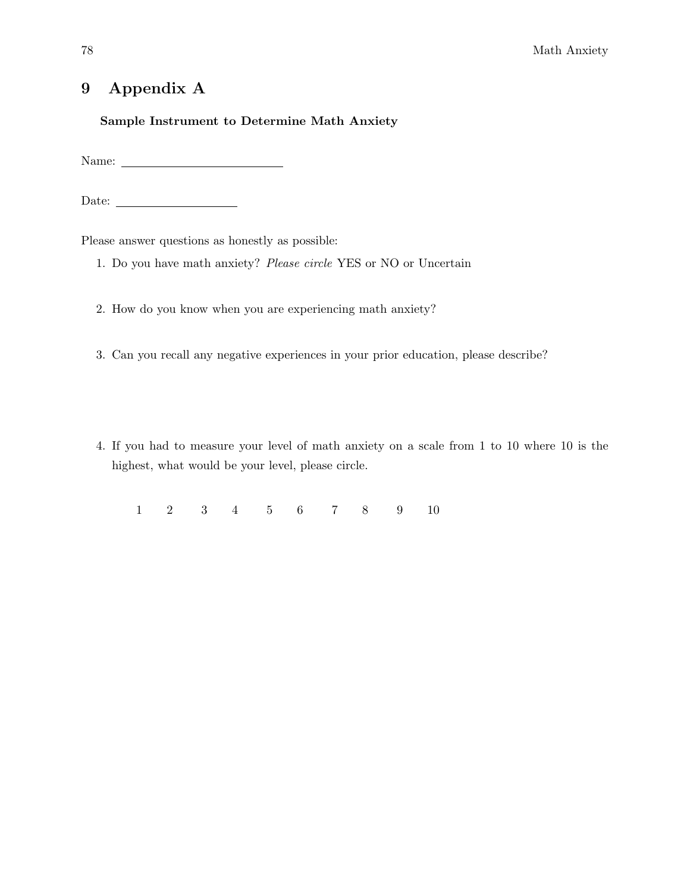# 9 Appendix A

**Sample Instrument to Determine Math Anxiety**

Name: ____________________________

Date: _____________________

Please answer questions as honestly as possible:

1. Do you have math anxiety? *Please circle* YES or NO or Uncertain

2. How do you know when you are experiencing math anxiety?

3. Can you recall any negative experiences in your prior education, please describe?

4. If you had to measure your level of math anxiety on a scale from 1 to 10 where 10 is the highest, what would be your level, please circle.

   1 2 3 4 5 6 7 8 9 10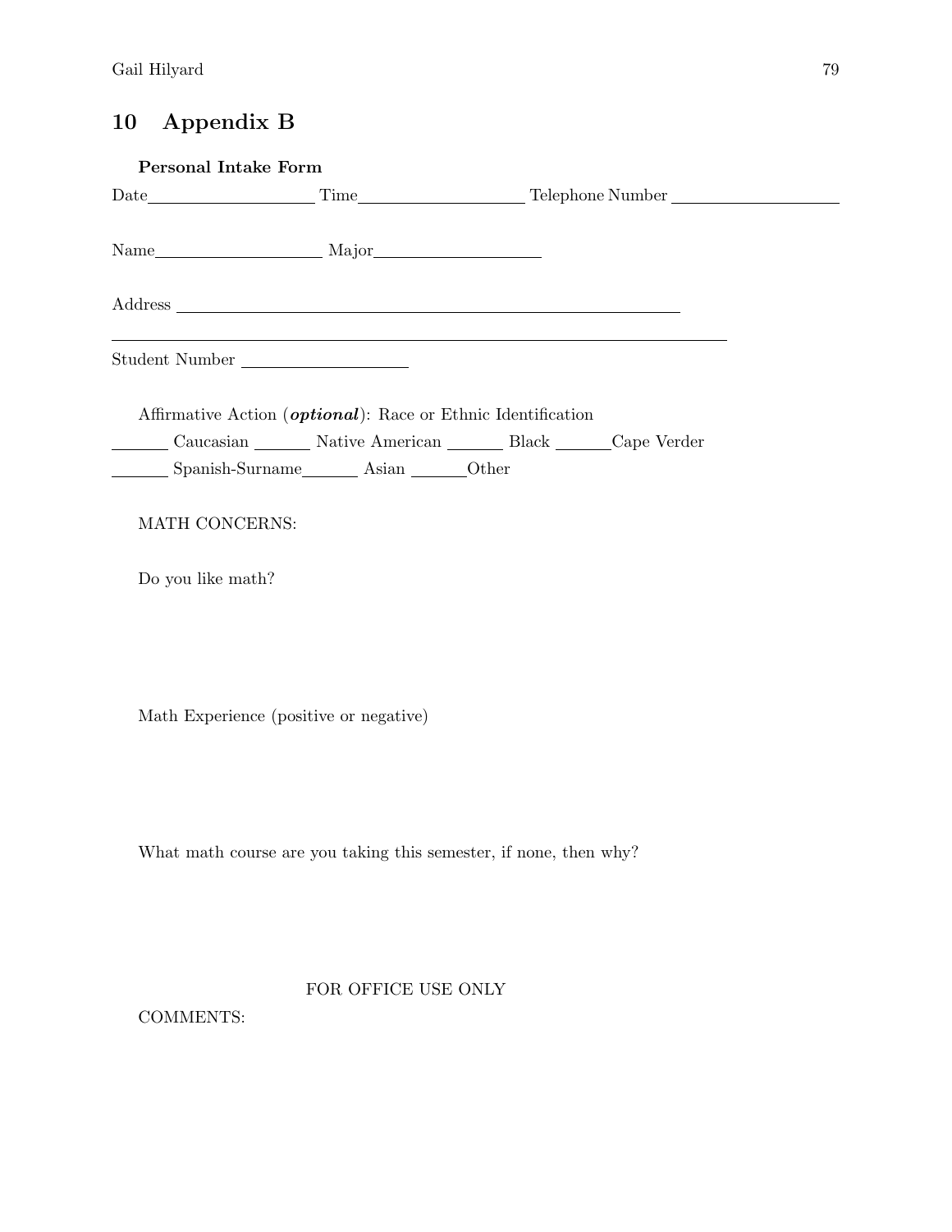# 10 Appendix B

**Personal Intake Form**

Date\_\_\_\_\_\_\_\_\_\_\_\_\_\_\_\_\_\_\_\_ Time\_\_\_\_\_\_\_\_\_\_\_\_\_\_\_\_\_\_\_\_ Telephone Number \_\_\_\_\_\_\_\_\_\_\_\_\_\_\_\_\_\_\_\_

Name\_\_\_\_\_\_\_\_\_\_\_\_\_\_\_\_\_\_\_\_ Major\_\_\_\_\_\_\_\_\_\_\_\_\_\_\_\_\_\_\_\_

Address \_\_\_\_\_\_\_\_\_\_\_\_\_\_\_\_\_\_\_\_\_\_\_\_\_\_\_\_\_\_\_\_\_\_\_\_\_\_\_\_\_\_\_\_\_\_\_\_\_\_\_\_\_\_\_\_\_\_\_\_

\_\_\_\_\_\_\_\_\_\_\_\_\_\_\_\_\_\_\_\_\_\_\_\_\_\_\_\_\_\_\_\_\_\_\_\_\_\_\_\_\_\_\_\_\_\_\_\_\_\_\_\_\_\_\_\_\_\_\_\_\_\_\_\_\_\_\_\_\_\_

Student Number \_\_\_\_\_\_\_\_\_\_\_\_\_\_\_\_\_\_\_\_

Affirmative Action (***optional***): Race or Ethnic Identification

\_\_\_\_\_\_ Caucasian \_\_\_\_\_\_ Native American \_\_\_\_\_\_ Black \_\_\_\_\_\_Cape Verder

\_\_\_\_\_\_ Spanish-Surname\_\_\_\_\_\_ Asian \_\_\_\_\_\_Other

MATH CONCERNS:

Do you like math?

Math Experience (positive or negative)

What math course are you taking this semester, if none, then why?

FOR OFFICE USE ONLY

COMMENTS: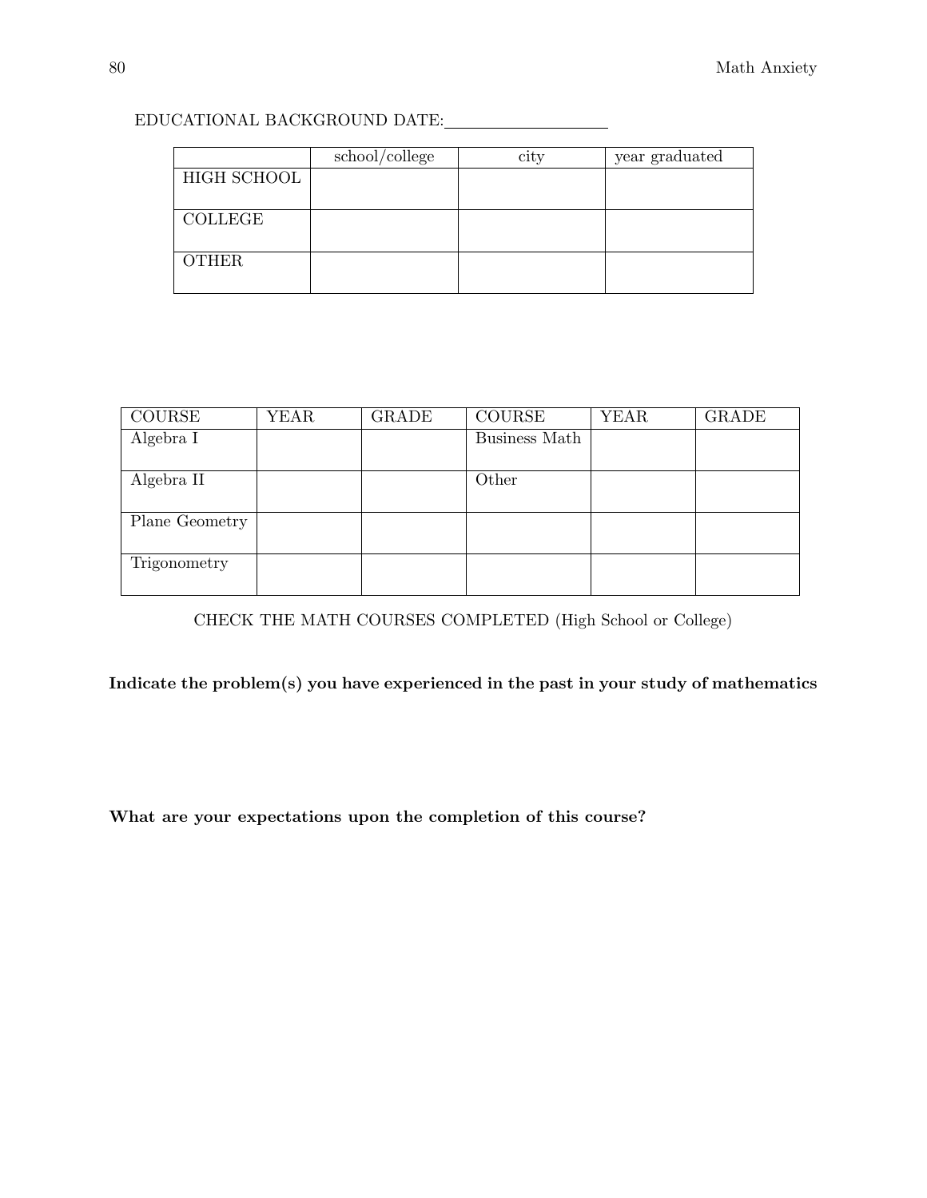EDUCATIONAL BACKGROUND DATE: ________________

| | school/college | city | year graduated |
|---|---|---|---|
| HIGH SCHOOL | | | |
| COLLEGE | | | |
| OTHER | | | |

| COURSE | YEAR | GRADE | COURSE | YEAR | GRADE |
|---|---|---|---|---|---|
| Algebra I | | | Business Math | | |
| Algebra II | | | Other | | |
| Plane Geometry | | | | | |
| Trigonometry | | | | | |

CHECK THE MATH COURSES COMPLETED (High School or College)

**Indicate the problem(s) you have experienced in the past in your study of mathematics**

**What are your expectations upon the completion of this course?**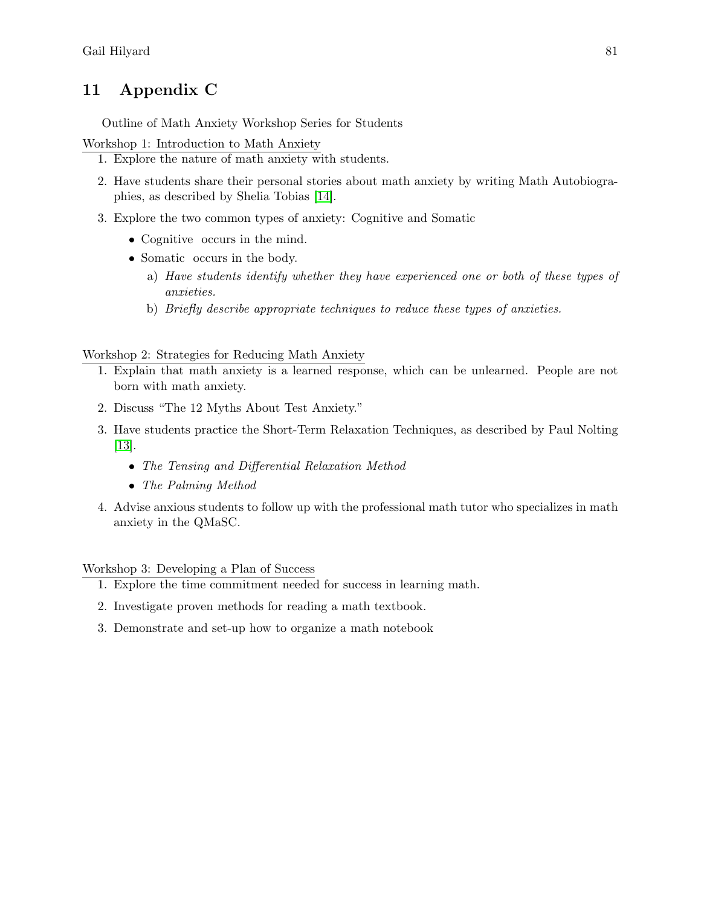# 11 Appendix C

Outline of Math Anxiety Workshop Series for Students

Workshop 1: Introduction to Math Anxiety

1. Explore the nature of math anxiety with students.
2. Have students share their personal stories about math anxiety by writing Math Autobiographies, as described by Shelia Tobias [14].
3. Explore the two common types of anxiety: Cognitive and Somatic
   - Cognitive occurs in the mind.
   - Somatic occurs in the body.
     a) *Have students identify whether they have experienced one or both of these types of anxieties.*
     b) *Briefly describe appropriate techniques to reduce these types of anxieties.*

Workshop 2: Strategies for Reducing Math Anxiety

1. Explain that math anxiety is a learned response, which can be unlearned. People are not born with math anxiety.
2. Discuss "The 12 Myths About Test Anxiety."
3. Have students practice the Short-Term Relaxation Techniques, as described by Paul Nolting [13].
   - *The Tensing and Differential Relaxation Method*
   - *The Palming Method*
4. Advise anxious students to follow up with the professional math tutor who specializes in math anxiety in the QMaSC.

Workshop 3: Developing a Plan of Success

1. Explore the time commitment needed for success in learning math.
2. Investigate proven methods for reading a math textbook.
3. Demonstrate and set-up how to organize a math notebook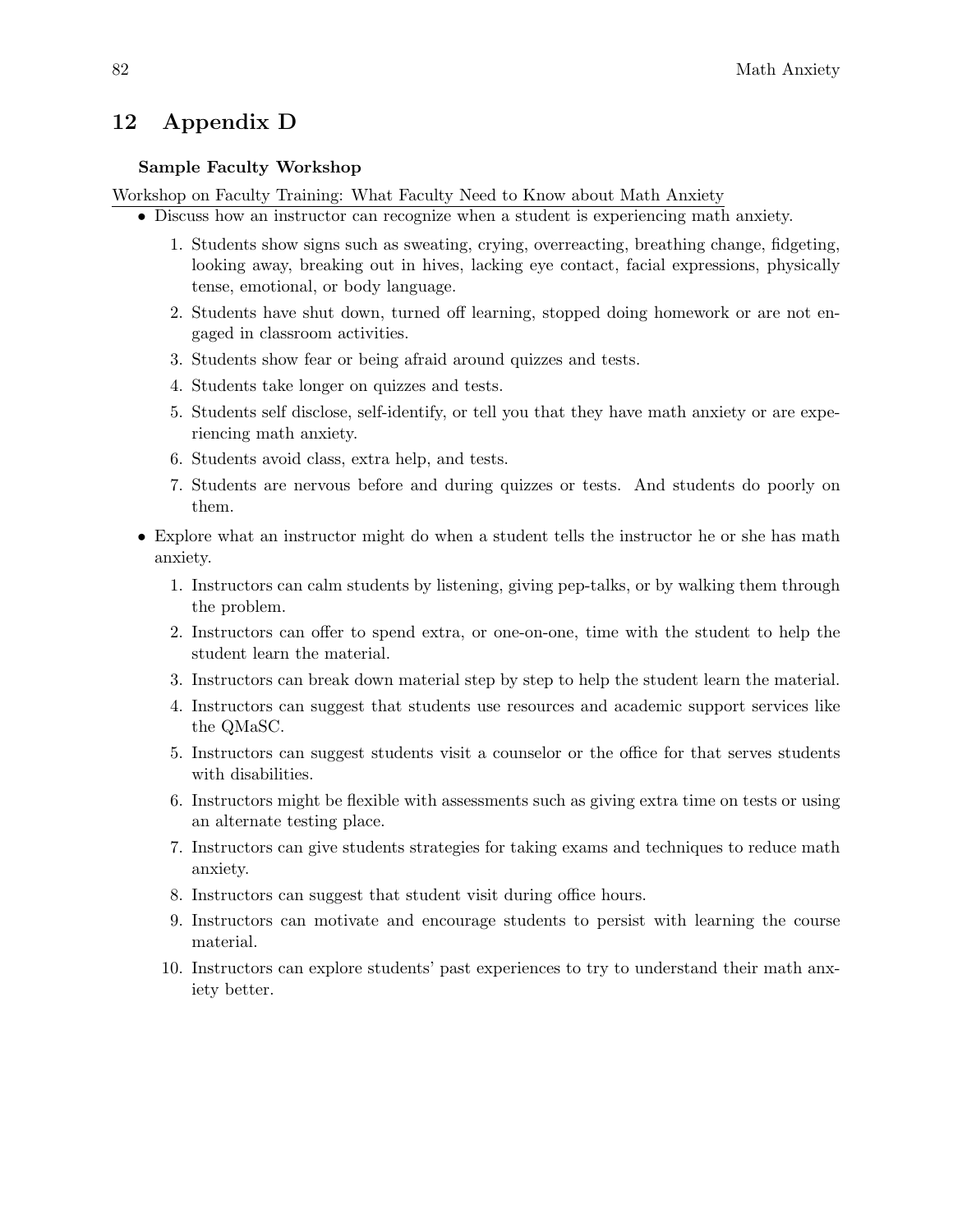# 12 Appendix D

**Sample Faculty Workshop**

Workshop on Faculty Training: What Faculty Need to Know about Math Anxiety

- Discuss how an instructor can recognize when a student is experiencing math anxiety.
  1. Students show signs such as sweating, crying, overreacting, breathing change, fidgeting, looking away, breaking out in hives, lacking eye contact, facial expressions, physically tense, emotional, or body language.
  2. Students have shut down, turned off learning, stopped doing homework or are not engaged in classroom activities.
  3. Students show fear or being afraid around quizzes and tests.
  4. Students take longer on quizzes and tests.
  5. Students self disclose, self-identify, or tell you that they have math anxiety or are experiencing math anxiety.
  6. Students avoid class, extra help, and tests.
  7. Students are nervous before and during quizzes or tests. And students do poorly on them.
- Explore what an instructor might do when a student tells the instructor he or she has math anxiety.
  1. Instructors can calm students by listening, giving pep-talks, or by walking them through the problem.
  2. Instructors can offer to spend extra, or one-on-one, time with the student to help the student learn the material.
  3. Instructors can break down material step by step to help the student learn the material.
  4. Instructors can suggest that students use resources and academic support services like the QMaSC.
  5. Instructors can suggest students visit a counselor or the office for that serves students with disabilities.
  6. Instructors might be flexible with assessments such as giving extra time on tests or using an alternate testing place.
  7. Instructors can give students strategies for taking exams and techniques to reduce math anxiety.
  8. Instructors can suggest that student visit during office hours.
  9. Instructors can motivate and encourage students to persist with learning the course material.
  10. Instructors can explore students' past experiences to try to understand their math anxiety better.